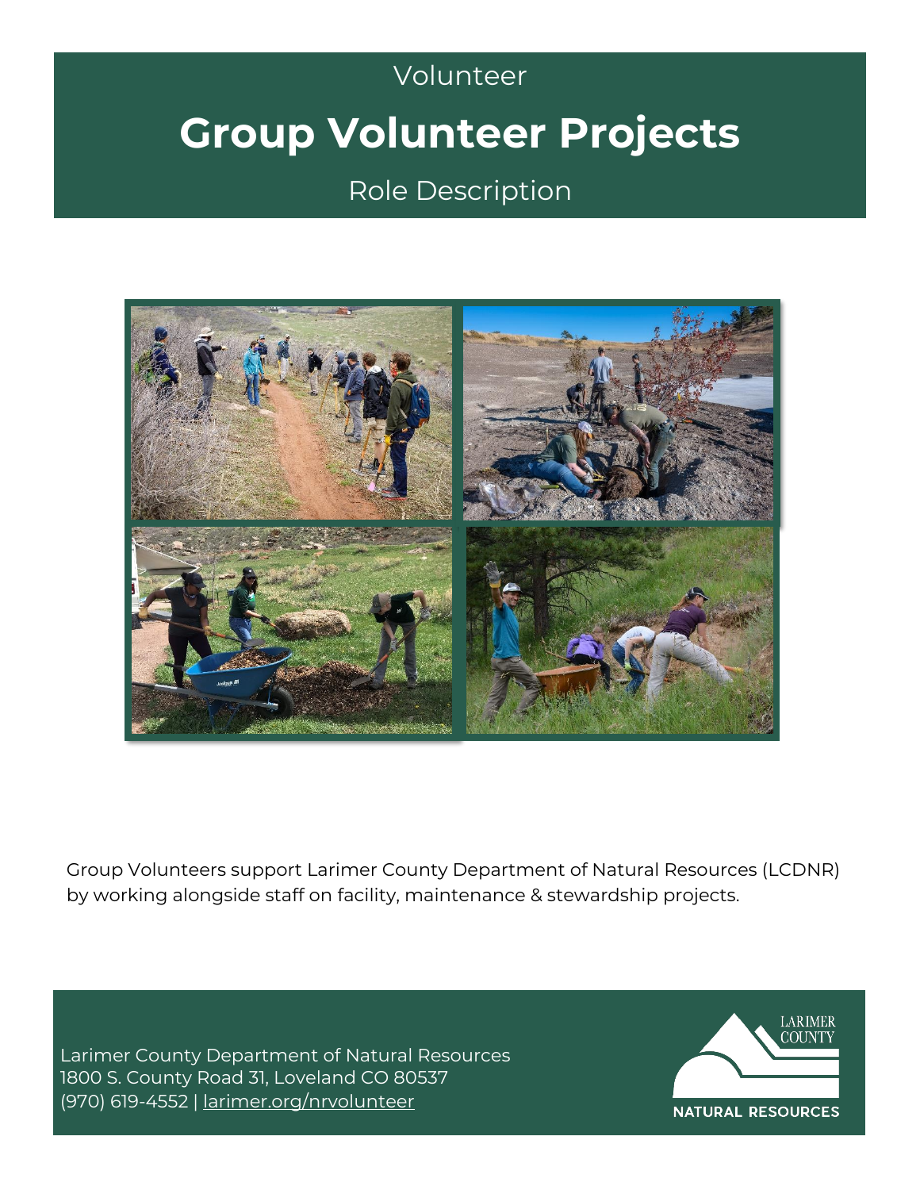Volunteer

# Group Volunteer Projects

Role Description

Group Volunteers support Larimer County Department of Natural Resources (LCDNR) by working alongside staff on facility, maintenance & stewardship projects.

Larimer County Department of Natural Resources
1800 S. County Road 31, Loveland CO 80537
(970) 619-4552 | larimer.org/nrvolunteer

LARIMER COUNTY
NATURAL RESOURCES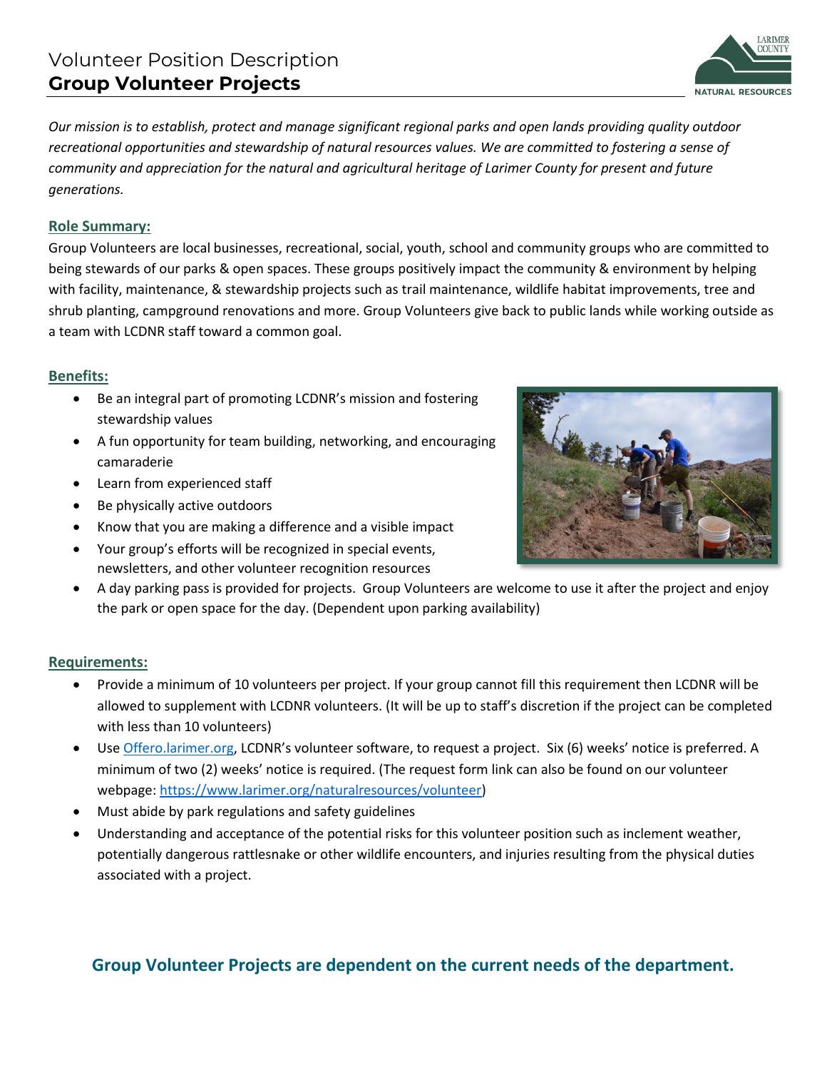# Volunteer Position Description
## Group Volunteer Projects

*Our mission is to establish, protect and manage significant regional parks and open lands providing quality outdoor recreational opportunities and stewardship of natural resources values. We are committed to fostering a sense of community and appreciation for the natural and agricultural heritage of Larimer County for present and future generations.*

### Role Summary:

Group Volunteers are local businesses, recreational, social, youth, school and community groups who are committed to being stewards of our parks & open spaces. These groups positively impact the community & environment by helping with facility, maintenance, & stewardship projects such as trail maintenance, wildlife habitat improvements, tree and shrub planting, campground renovations and more. Group Volunteers give back to public lands while working outside as a team with LCDNR staff toward a common goal.

### Benefits:

- Be an integral part of promoting LCDNR's mission and fostering stewardship values
- A fun opportunity for team building, networking, and encouraging camaraderie
- Learn from experienced staff
- Be physically active outdoors
- Know that you are making a difference and a visible impact
- Your group's efforts will be recognized in special events, newsletters, and other volunteer recognition resources
- A day parking pass is provided for projects. Group Volunteers are welcome to use it after the project and enjoy the park or open space for the day. (Dependent upon parking availability)

### Requirements:

- Provide a minimum of 10 volunteers per project. If your group cannot fill this requirement then LCDNR will be allowed to supplement with LCDNR volunteers. (It will be up to staff's discretion if the project can be completed with less than 10 volunteers)
- Use Offero.larimer.org, LCDNR's volunteer software, to request a project. Six (6) weeks' notice is preferred. A minimum of two (2) weeks' notice is required. (The request form link can also be found on our volunteer webpage: https://www.larimer.org/naturalresources/volunteer)
- Must abide by park regulations and safety guidelines
- Understanding and acceptance of the potential risks for this volunteer position such as inclement weather, potentially dangerous rattlesnake or other wildlife encounters, and injuries resulting from the physical duties associated with a project.

**Group Volunteer Projects are dependent on the current needs of the department.**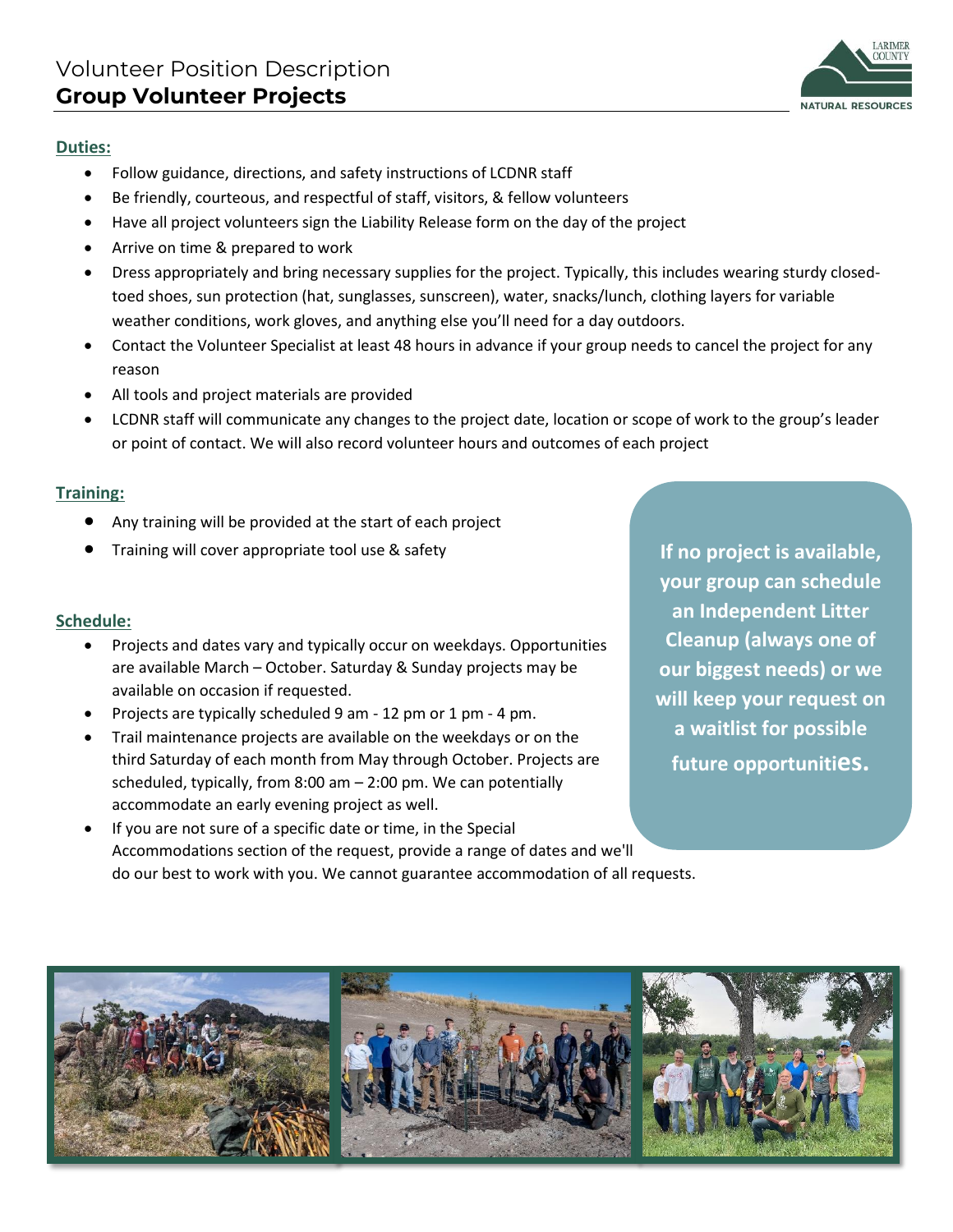# Volunteer Position Description
## Group Volunteer Projects

### Duties:

- Follow guidance, directions, and safety instructions of LCDNR staff
- Be friendly, courteous, and respectful of staff, visitors, & fellow volunteers
- Have all project volunteers sign the Liability Release form on the day of the project
- Arrive on time & prepared to work
- Dress appropriately and bring necessary supplies for the project. Typically, this includes wearing sturdy closed-toed shoes, sun protection (hat, sunglasses, sunscreen), water, snacks/lunch, clothing layers for variable weather conditions, work gloves, and anything else you'll need for a day outdoors.
- Contact the Volunteer Specialist at least 48 hours in advance if your group needs to cancel the project for any reason
- All tools and project materials are provided
- LCDNR staff will communicate any changes to the project date, location or scope of work to the group's leader or point of contact. We will also record volunteer hours and outcomes of each project

### Training:

- Any training will be provided at the start of each project
- Training will cover appropriate tool use & safety

### Schedule:

- Projects and dates vary and typically occur on weekdays. Opportunities are available March – October. Saturday & Sunday projects may be available on occasion if requested.
- Projects are typically scheduled 9 am - 12 pm or 1 pm - 4 pm.
- Trail maintenance projects are available on the weekdays or on the third Saturday of each month from May through October. Projects are scheduled, typically, from 8:00 am – 2:00 pm. We can potentially accommodate an early evening project as well.
- If you are not sure of a specific date or time, in the Special Accommodations section of the request, provide a range of dates and we'll do our best to work with you. We cannot guarantee accommodation of all requests.

**If no project is available, your group can schedule an Independent Litter Cleanup (always one of our biggest needs) or we will keep your request on a waitlist for possible future opportunities.**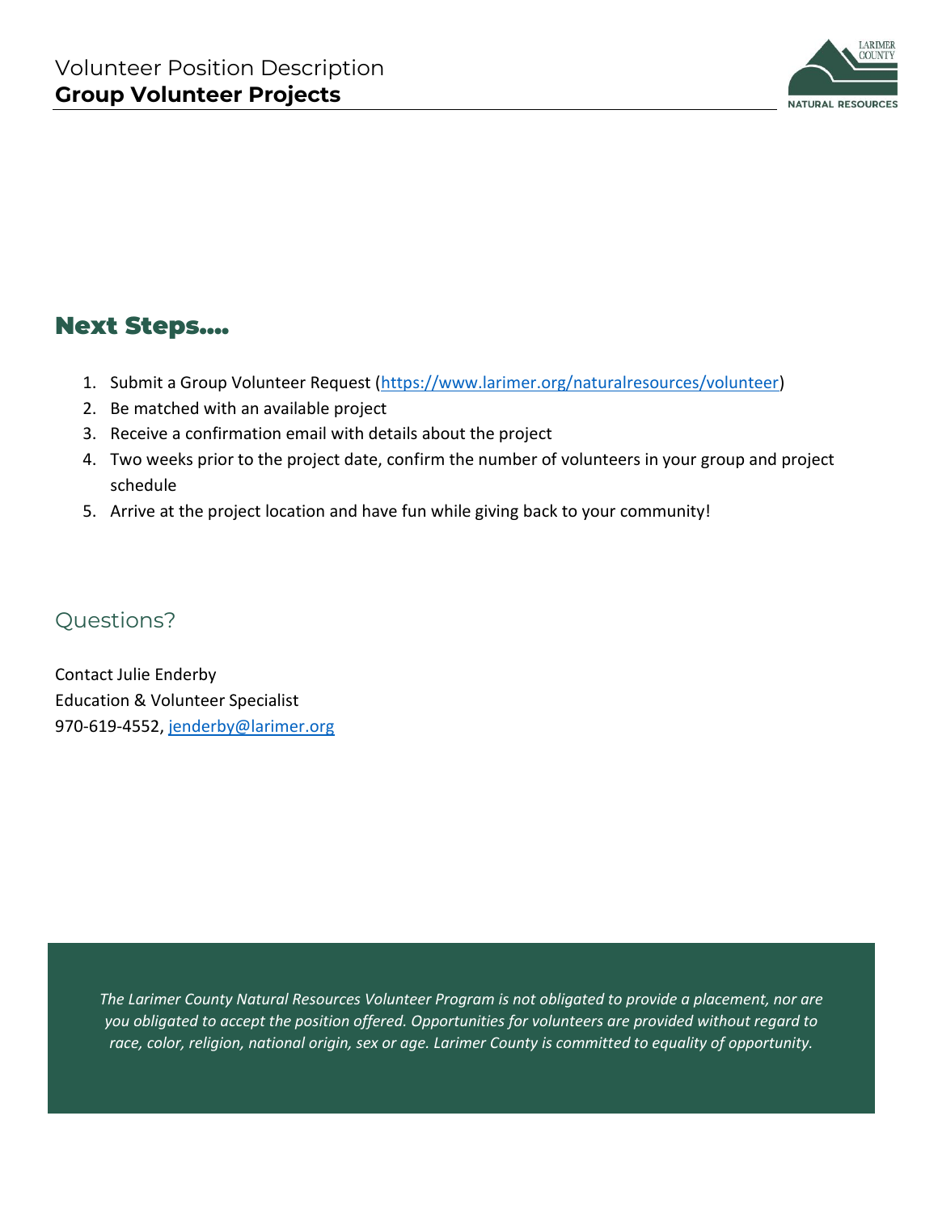## Next Steps….

1. Submit a Group Volunteer Request (https://www.larimer.org/naturalresources/volunteer)
2. Be matched with an available project
3. Receive a confirmation email with details about the project
4. Two weeks prior to the project date, confirm the number of volunteers in your group and project schedule
5. Arrive at the project location and have fun while giving back to your community!

## Questions?

Contact Julie Enderby
Education & Volunteer Specialist
970-619-4552, jenderby@larimer.org

*The Larimer County Natural Resources Volunteer Program is not obligated to provide a placement, nor are you obligated to accept the position offered. Opportunities for volunteers are provided without regard to race, color, religion, national origin, sex or age. Larimer County is committed to equality of opportunity.*